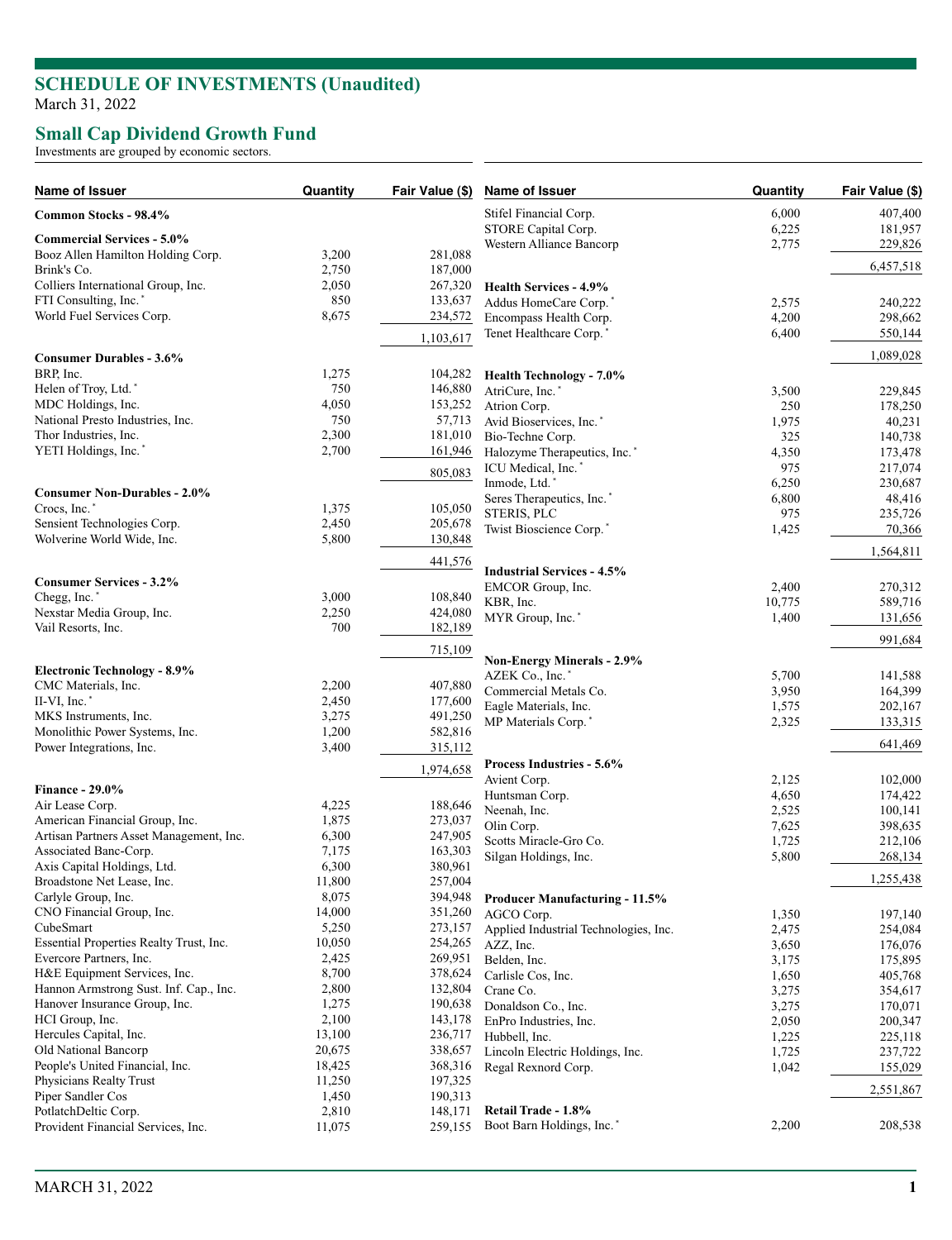# SCHEDULE OF INVESTMENTS (Unaudited)

March 31, 2022

## Small Cap Dividend Growth Fund

Investments are grouped by economic sectors.

| Name of Issuer | Quantity | Fair Value ($) |
|---|---|---|
| **Common Stocks - 98.4%** | | |
| **Commercial Services - 5.0%** | | |
| Booz Allen Hamilton Holding Corp. | 3,200 | 281,088 |
| Brink's Co. | 2,750 | 187,000 |
| Colliers International Group, Inc. | 2,050 | 267,320 |
| FTI Consulting, Inc.* | 850 | 133,637 |
| World Fuel Services Corp. | 8,675 | 234,572 |
| | | 1,103,617 |
| **Consumer Durables - 3.6%** | | |
| BRP, Inc. | 1,275 | 104,282 |
| Helen of Troy, Ltd.* | 750 | 146,880 |
| MDC Holdings, Inc. | 4,050 | 153,252 |
| National Presto Industries, Inc. | 750 | 57,713 |
| Thor Industries, Inc. | 2,300 | 181,010 |
| YETI Holdings, Inc.* | 2,700 | 161,946 |
| | | 805,083 |
| **Consumer Non-Durables - 2.0%** | | |
| Crocs, Inc.* | 1,375 | 105,050 |
| Sensient Technologies Corp. | 2,450 | 205,678 |
| Wolverine World Wide, Inc. | 5,800 | 130,848 |
| | | 441,576 |
| **Consumer Services - 3.2%** | | |
| Chegg, Inc.* | 3,000 | 108,840 |
| Nexstar Media Group, Inc. | 2,250 | 424,080 |
| Vail Resorts, Inc. | 700 | 182,189 |
| | | 715,109 |
| **Electronic Technology - 8.9%** | | |
| CMC Materials, Inc. | 2,200 | 407,880 |
| II-VI, Inc.* | 2,450 | 177,600 |
| MKS Instruments, Inc. | 3,275 | 491,250 |
| Monolithic Power Systems, Inc. | 1,200 | 582,816 |
| Power Integrations, Inc. | 3,400 | 315,112 |
| | | 1,974,658 |
| **Finance - 29.0%** | | |
| Air Lease Corp. | 4,225 | 188,646 |
| American Financial Group, Inc. | 1,875 | 273,037 |
| Artisan Partners Asset Management, Inc. | 6,300 | 247,905 |
| Associated Banc-Corp. | 7,175 | 163,303 |
| Axis Capital Holdings, Ltd. | 6,300 | 380,961 |
| Broadstone Net Lease, Inc. | 11,800 | 257,004 |
| Carlyle Group, Inc. | 8,075 | 394,948 |
| CNO Financial Group, Inc. | 14,000 | 351,260 |
| CubeSmart | 5,250 | 273,157 |
| Essential Properties Realty Trust, Inc. | 10,050 | 254,265 |
| Evercore Partners, Inc. | 2,425 | 269,951 |
| H&E Equipment Services, Inc. | 8,700 | 378,624 |
| Hannon Armstrong Sust. Inf. Cap., Inc. | 2,800 | 132,804 |
| Hanover Insurance Group, Inc. | 1,275 | 190,638 |
| HCI Group, Inc. | 2,100 | 143,178 |
| Hercules Capital, Inc. | 13,100 | 236,717 |
| Old National Bancorp | 20,675 | 338,657 |
| People's United Financial, Inc. | 18,425 | 368,316 |
| Physicians Realty Trust | 11,250 | 197,325 |
| Piper Sandler Cos | 1,450 | 190,313 |
| PotlatchDeltic Corp. | 2,810 | 148,171 |
| Provident Financial Services, Inc. | 11,075 | 259,155 |
| Stifel Financial Corp. | 6,000 | 407,400 |
| STORE Capital Corp. | 6,225 | 181,957 |
| Western Alliance Bancorp | 2,775 | 229,826 |
| | | 6,457,518 |
| **Health Services - 4.9%** | | |
| Addus HomeCare Corp.* | 2,575 | 240,222 |
| Encompass Health Corp. | 4,200 | 298,662 |
| Tenet Healthcare Corp.* | 6,400 | 550,144 |
| | | 1,089,028 |
| **Health Technology - 7.0%** | | |
| AtriCure, Inc.* | 3,500 | 229,845 |
| Atrion Corp. | 250 | 178,250 |
| Avid Bioservices, Inc.* | 1,975 | 40,231 |
| Bio-Techne Corp. | 325 | 140,738 |
| Halozyme Therapeutics, Inc.* | 4,350 | 173,478 |
| ICU Medical, Inc.* | 975 | 217,074 |
| Inmode, Ltd.* | 6,250 | 230,687 |
| Seres Therapeutics, Inc.* | 6,800 | 48,416 |
| STERIS, PLC | 975 | 235,726 |
| Twist Bioscience Corp.* | 1,425 | 70,366 |
| | | 1,564,811 |
| **Industrial Services - 4.5%** | | |
| EMCOR Group, Inc. | 2,400 | 270,312 |
| KBR, Inc. | 10,775 | 589,716 |
| MYR Group, Inc.* | 1,400 | 131,656 |
| | | 991,684 |
| **Non-Energy Minerals - 2.9%** | | |
| AZEK Co., Inc.* | 5,700 | 141,588 |
| Commercial Metals Co. | 3,950 | 164,399 |
| Eagle Materials, Inc. | 1,575 | 202,167 |
| MP Materials Corp.* | 2,325 | 133,315 |
| | | 641,469 |
| **Process Industries - 5.6%** | | |
| Avient Corp. | 2,125 | 102,000 |
| Huntsman Corp. | 4,650 | 174,422 |
| Neenah, Inc. | 2,525 | 100,141 |
| Olin Corp. | 7,625 | 398,635 |
| Scotts Miracle-Gro Co. | 1,725 | 212,106 |
| Silgan Holdings, Inc. | 5,800 | 268,134 |
| | | 1,255,438 |
| **Producer Manufacturing - 11.5%** | | |
| AGCO Corp. | 1,350 | 197,140 |
| Applied Industrial Technologies, Inc. | 2,475 | 254,084 |
| AZZ, Inc. | 3,650 | 176,076 |
| Belden, Inc. | 3,175 | 175,895 |
| Carlisle Cos, Inc. | 1,650 | 405,768 |
| Crane Co. | 3,275 | 354,617 |
| Donaldson Co., Inc. | 3,275 | 170,071 |
| EnPro Industries, Inc. | 2,050 | 200,347 |
| Hubbell, Inc. | 1,225 | 225,118 |
| Lincoln Electric Holdings, Inc. | 1,725 | 237,722 |
| Regal Rexnord Corp. | 1,042 | 155,029 |
| | | 2,551,867 |
| **Retail Trade - 1.8%** | | |
| Boot Barn Holdings, Inc.* | 2,200 | 208,538 |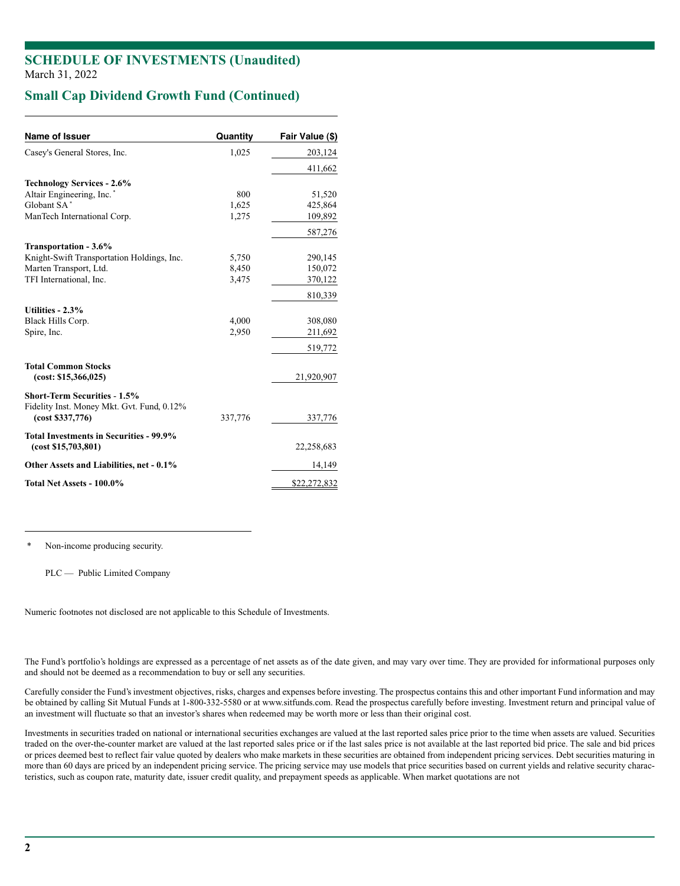# SCHEDULE OF INVESTMENTS (Unaudited)

March 31, 2022

## Small Cap Dividend Growth Fund (Continued)

| Name of Issuer | Quantity | Fair Value ($) |
|---|---|---|
| Casey's General Stores, Inc. | 1,025 | 203,124 |
| | | 411,662 |
| **Technology Services - 2.6%** | | |
| Altair Engineering, Inc. * | 800 | 51,520 |
| Globant SA * | 1,625 | 425,864 |
| ManTech International Corp. | 1,275 | 109,892 |
| | | 587,276 |
| **Transportation - 3.6%** | | |
| Knight-Swift Transportation Holdings, Inc. | 5,750 | 290,145 |
| Marten Transport, Ltd. | 8,450 | 150,072 |
| TFI International, Inc. | 3,475 | 370,122 |
| | | 810,339 |
| **Utilities - 2.3%** | | |
| Black Hills Corp. | 4,000 | 308,080 |
| Spire, Inc. | 2,950 | 211,692 |
| | | 519,772 |
| **Total Common Stocks (cost: $15,366,025)** | | 21,920,907 |
| **Short-Term Securities - 1.5%** | | |
| Fidelity Inst. Money Mkt. Gvt. Fund, 0.12% **(cost $337,776)** | 337,776 | 337,776 |
| **Total Investments in Securities - 99.9% (cost $15,703,801)** | | 22,258,683 |
| **Other Assets and Liabilities, net - 0.1%** | | 14,149 |
| **Total Net Assets - 100.0%** | | $22,272,832 |

\* Non-income producing security.

PLC — Public Limited Company

Numeric footnotes not disclosed are not applicable to this Schedule of Investments.

The Fund's portfolio's holdings are expressed as a percentage of net assets as of the date given, and may vary over time. They are provided for informational purposes only and should not be deemed as a recommendation to buy or sell any securities.

Carefully consider the Fund's investment objectives, risks, charges and expenses before investing. The prospectus contains this and other important Fund information and may be obtained by calling Sit Mutual Funds at 1-800-332-5580 or at www.sitfunds.com. Read the prospectus carefully before investing. Investment return and principal value of an investment will fluctuate so that an investor's shares when redeemed may be worth more or less than their original cost.

Investments in securities traded on national or international securities exchanges are valued at the last reported sales price prior to the time when assets are valued. Securities traded on the over-the-counter market are valued at the last reported sales price or if the last sales price is not available at the last reported bid price. The sale and bid prices or prices deemed best to reflect fair value quoted by dealers who make markets in these securities are obtained from independent pricing services. Debt securities maturing in more than 60 days are priced by an independent pricing service. The pricing service may use models that price securities based on current yields and relative security characteristics, such as coupon rate, maturity date, issuer credit quality, and prepayment speeds as applicable. When market quotations are not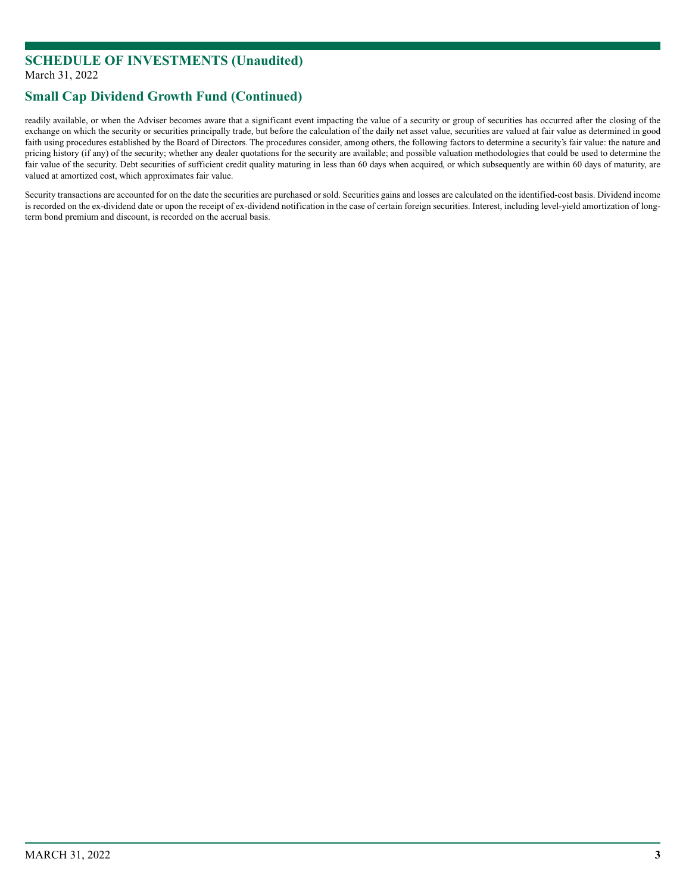# SCHEDULE OF INVESTMENTS (Unaudited)

March 31, 2022

## Small Cap Dividend Growth Fund (Continued)

readily available, or when the Adviser becomes aware that a significant event impacting the value of a security or group of securities has occurred after the closing of the exchange on which the security or securities principally trade, but before the calculation of the daily net asset value, securities are valued at fair value as determined in good faith using procedures established by the Board of Directors. The procedures consider, among others, the following factors to determine a security's fair value: the nature and pricing history (if any) of the security; whether any dealer quotations for the security are available; and possible valuation methodologies that could be used to determine the fair value of the security. Debt securities of sufficient credit quality maturing in less than 60 days when acquired, or which subsequently are within 60 days of maturity, are valued at amortized cost, which approximates fair value.

Security transactions are accounted for on the date the securities are purchased or sold. Securities gains and losses are calculated on the identified-cost basis. Dividend income is recorded on the ex-dividend date or upon the receipt of ex-dividend notification in the case of certain foreign securities. Interest, including level-yield amortization of long-term bond premium and discount, is recorded on the accrual basis.